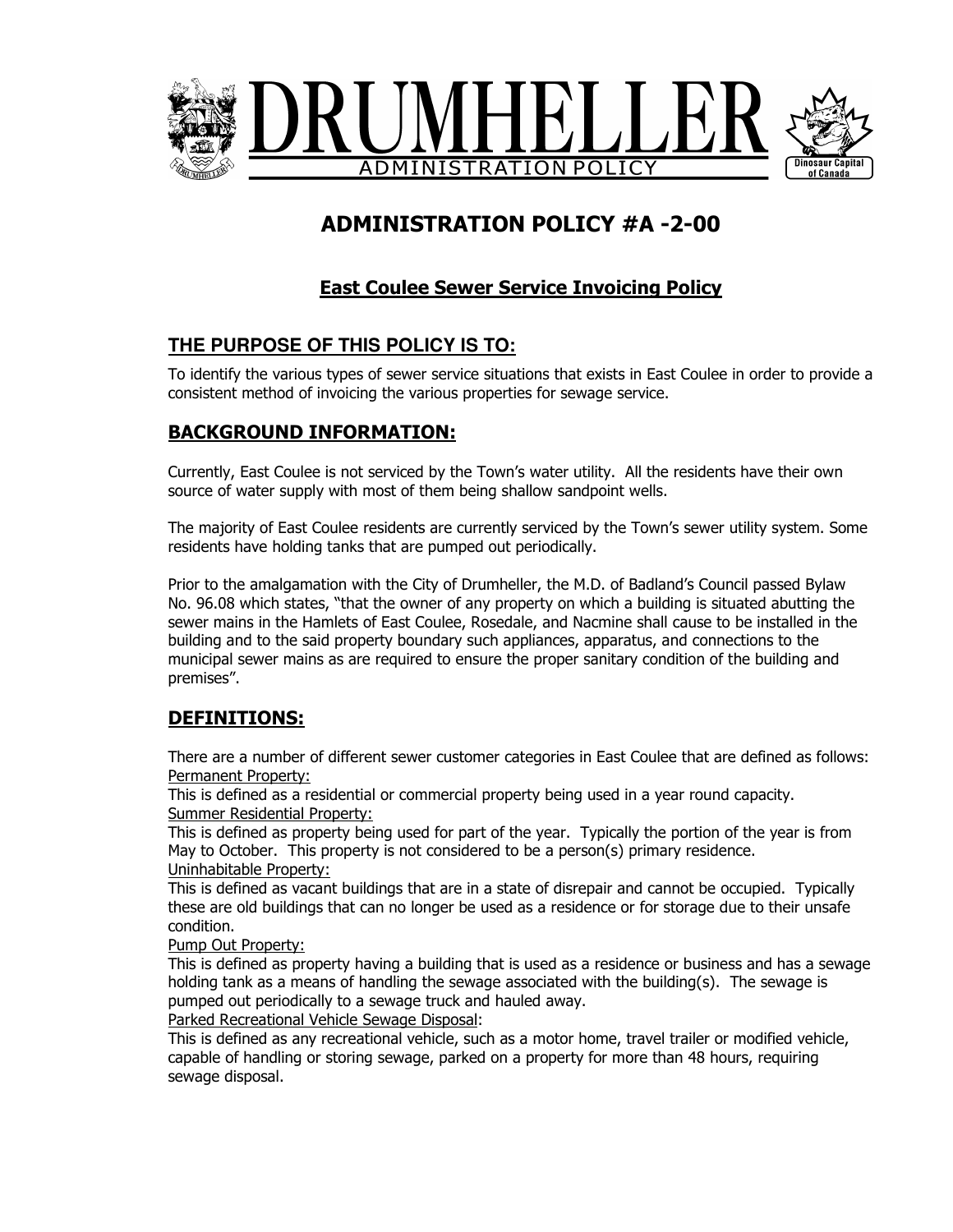# DRUMHELLER

ADMINISTRATION POLICY

## ADMINISTRATION POLICY #A -2-00

### East Coulee Sewer Service Invoicing Policy

## THE PURPOSE OF THIS POLICY IS TO:

To identify the various types of sewer service situations that exists in East Coulee in order to provide a consistent method of invoicing the various properties for sewage service.

## BACKGROUND INFORMATION:

Currently, East Coulee is not serviced by the Town's water utility. All the residents have their own source of water supply with most of them being shallow sandpoint wells.

The majority of East Coulee residents are currently serviced by the Town's sewer utility system. Some residents have holding tanks that are pumped out periodically.

Prior to the amalgamation with the City of Drumheller, the M.D. of Badland's Council passed Bylaw No. 96.08 which states, "that the owner of any property on which a building is situated abutting the sewer mains in the Hamlets of East Coulee, Rosedale, and Nacmine shall cause to be installed in the building and to the said property boundary such appliances, apparatus, and connections to the municipal sewer mains as are required to ensure the proper sanitary condition of the building and premises".

## DEFINITIONS:

There are a number of different sewer customer categories in East Coulee that are defined as follows:

Permanent Property:
This is defined as a residential or commercial property being used in a year round capacity.

Summer Residential Property:
This is defined as property being used for part of the year. Typically the portion of the year is from May to October. This property is not considered to be a person(s) primary residence.

Uninhabitable Property:
This is defined as vacant buildings that are in a state of disrepair and cannot be occupied. Typically these are old buildings that can no longer be used as a residence or for storage due to their unsafe condition.

Pump Out Property:
This is defined as property having a building that is used as a residence or business and has a sewage holding tank as a means of handling the sewage associated with the building(s). The sewage is pumped out periodically to a sewage truck and hauled away.

Parked Recreational Vehicle Sewage Disposal:
This is defined as any recreational vehicle, such as a motor home, travel trailer or modified vehicle, capable of handling or storing sewage, parked on a property for more than 48 hours, requiring sewage disposal.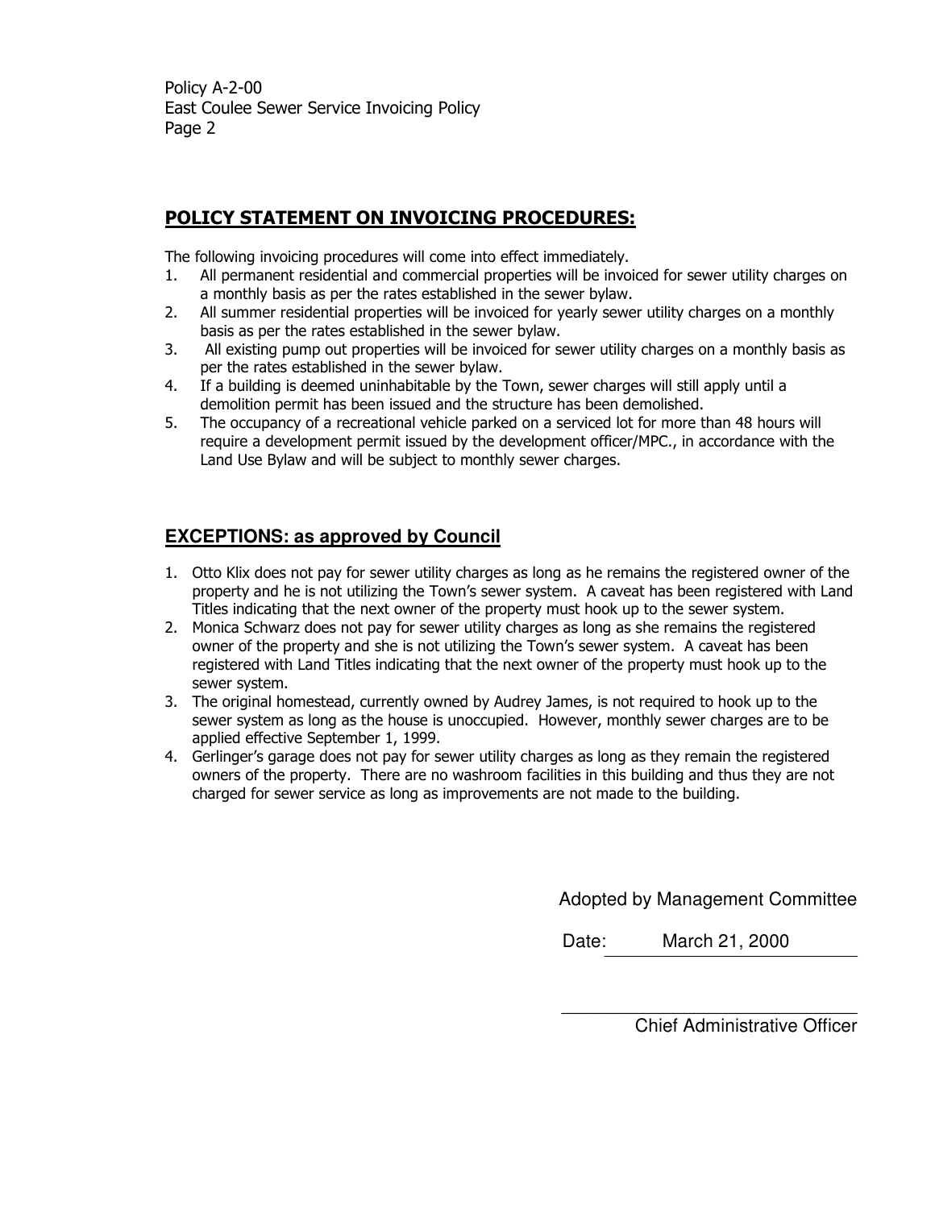## POLICY STATEMENT ON INVOICING PROCEDURES:

The following invoicing procedures will come into effect immediately.

1. All permanent residential and commercial properties will be invoiced for sewer utility charges on a monthly basis as per the rates established in the sewer bylaw.
2. All summer residential properties will be invoiced for yearly sewer utility charges on a monthly basis as per the rates established in the sewer bylaw.
3. All existing pump out properties will be invoiced for sewer utility charges on a monthly basis as per the rates established in the sewer bylaw.
4. If a building is deemed uninhabitable by the Town, sewer charges will still apply until a demolition permit has been issued and the structure has been demolished.
5. The occupancy of a recreational vehicle parked on a serviced lot for more than 48 hours will require a development permit issued by the development officer/MPC., in accordance with the Land Use Bylaw and will be subject to monthly sewer charges.

## EXCEPTIONS: as approved by Council

1. Otto Klix does not pay for sewer utility charges as long as he remains the registered owner of the property and he is not utilizing the Town's sewer system. A caveat has been registered with Land Titles indicating that the next owner of the property must hook up to the sewer system.
2. Monica Schwarz does not pay for sewer utility charges as long as she remains the registered owner of the property and she is not utilizing the Town's sewer system. A caveat has been registered with Land Titles indicating that the next owner of the property must hook up to the sewer system.
3. The original homestead, currently owned by Audrey James, is not required to hook up to the sewer system as long as the house is unoccupied. However, monthly sewer charges are to be applied effective September 1, 1999.
4. Gerlinger's garage does not pay for sewer utility charges as long as they remain the registered owners of the property. There are no washroom facilities in this building and thus they are not charged for sewer service as long as improvements are not made to the building.

Adopted by Management Committee

Date: March 21, 2000

Chief Administrative Officer